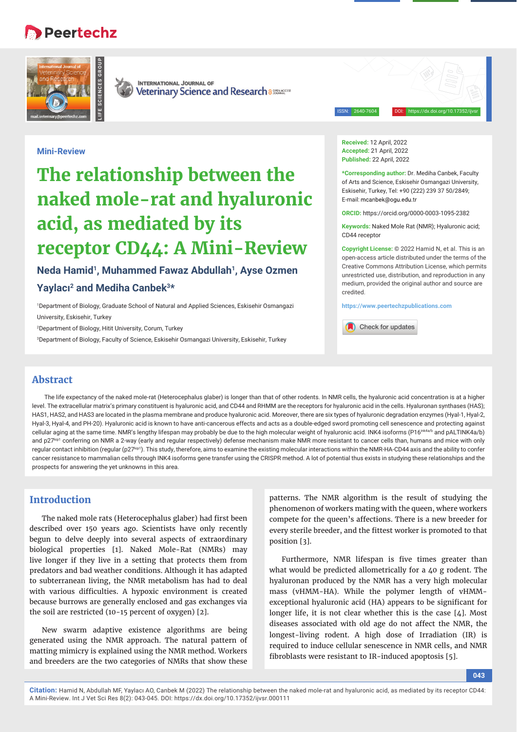Mini-Review

# The relationship between the naked mole-rat and hyaluronic acid, as mediated by its receptor CD44: A Mini-Review

**Neda Hamid[1], Muhammed Fawaz Abdullah[1], Ayse Ozmen Yaylacı[2] and Mediha Canbek[3]***

[1]Department of Biology, Graduate School of Natural and Applied Sciences, Eskisehir Osmangazi University, Eskisehir, Turkey

[2]Department of Biology, Hitit University, Corum, Turkey

[3]Department of Biology, Faculty of Science, Eskisehir Osmangazi University, Eskisehir, Turkey

**Received:** 12 April, 2022
**Accepted:** 21 April, 2022
**Published:** 22 April, 2022

***Corresponding author:** Dr. Mediha Canbek, Faculty of Arts and Science, Eskisehir Osmangazi University, Eskisehir, Turkey, Tel: +90 (222) 239 37 50/2849; E-mail: mcanbek@ogu.edu.tr

**ORCID:** https://orcid.org/0000-0003-1095-2382

**Keywords:** Naked Mole Rat (NMR); Hyaluronic acid; CD44 receptor

**Copyright License:** © 2022 Hamid N, et al. This is an open-access article distributed under the terms of the Creative Commons Attribution License, which permits unrestricted use, distribution, and reproduction in any medium, provided the original author and source are credited.

https://www.peertechzpublications.com

## Abstract

The life expectancy of the naked mole-rat (Heterocephalus glaber) is longer than that of other rodents. In NMR cells, the hyaluronic acid concentration is at a higher level. The extracellular matrix's primary constituent is hyaluronic acid, and CD44 and RHMM are the receptors for hyaluronic acid in the cells. Hyaluronan synthases (HAS); HAS1, HAS2, and HAS3 are located in the plasma membrane and produce hyaluronic acid. Moreover, there are six types of hyaluronic degradation enzymes (Hyal-1, Hyal-2, Hyal-3, Hyal-4, and PH-20). Hyaluronic acid is known to have anti-cancerous effects and acts as a double-edged sword promoting cell senescence and protecting against cellular aging at the same time. NMR's lengthy lifespan may probably be due to the high molecular weight of hyaluronic acid. INK4 isoforms (P16$^{ink4a/b}$ and pALTINK4a/b) and p27$^{kip1}$ conferring on NMR a 2-way (early and regular respectively) defense mechanism make NMR more resistant to cancer cells than, humans and mice with only regular contact inhibition (regular (p27$^{kip1}$). This study, therefore, aims to examine the existing molecular interactions within the NMR-HA-CD44 axis and the ability to confer cancer resistance to mammalian cells through INK4 isoforms gene transfer using the CRISPR method. A lot of potential thus exists in studying these relationships and the prospects for answering the yet unknowns in this area.

## Introduction

The naked mole rats (Heterocephalus glaber) had first been described over 150 years ago. Scientists have only recently begun to delve deeply into several aspects of extraordinary biological properties [1]. Naked Mole-Rat (NMRs) may live longer if they live in a setting that protects them from predators and bad weather conditions. Although it has adapted to subterranean living, the NMR metabolism has had to deal with various difficulties. A hypoxic environment is created because burrows are generally enclosed and gas exchanges via the soil are restricted (10-15 percent of oxygen) [2].

New swarm adaptive existence algorithms are being generated using the NMR approach. The natural pattern of matting mimicry is explained using the NMR method. Workers and breeders are the two categories of NMRs that show these patterns. The NMR algorithm is the result of studying the phenomenon of workers mating with the queen, where workers compete for the queen's affections. There is a new breeder for every sterile breeder, and the fittest worker is promoted to that position [3].

Furthermore, NMR lifespan is five times greater than what would be predicted allometrically for a 40 g rodent. The hyaluronan produced by the NMR has a very high molecular mass (vHMM-HA). While the polymer length of vHMM-exceptional hyaluronic acid (HA) appears to be significant for longer life, it is not clear whether this is the case [4]. Most diseases associated with old age do not affect the NMR, the longest-living rodent. A high dose of Irradiation (IR) is required to induce cellular senescence in NMR cells, and NMR fibroblasts were resistant to IR-induced apoptosis [5].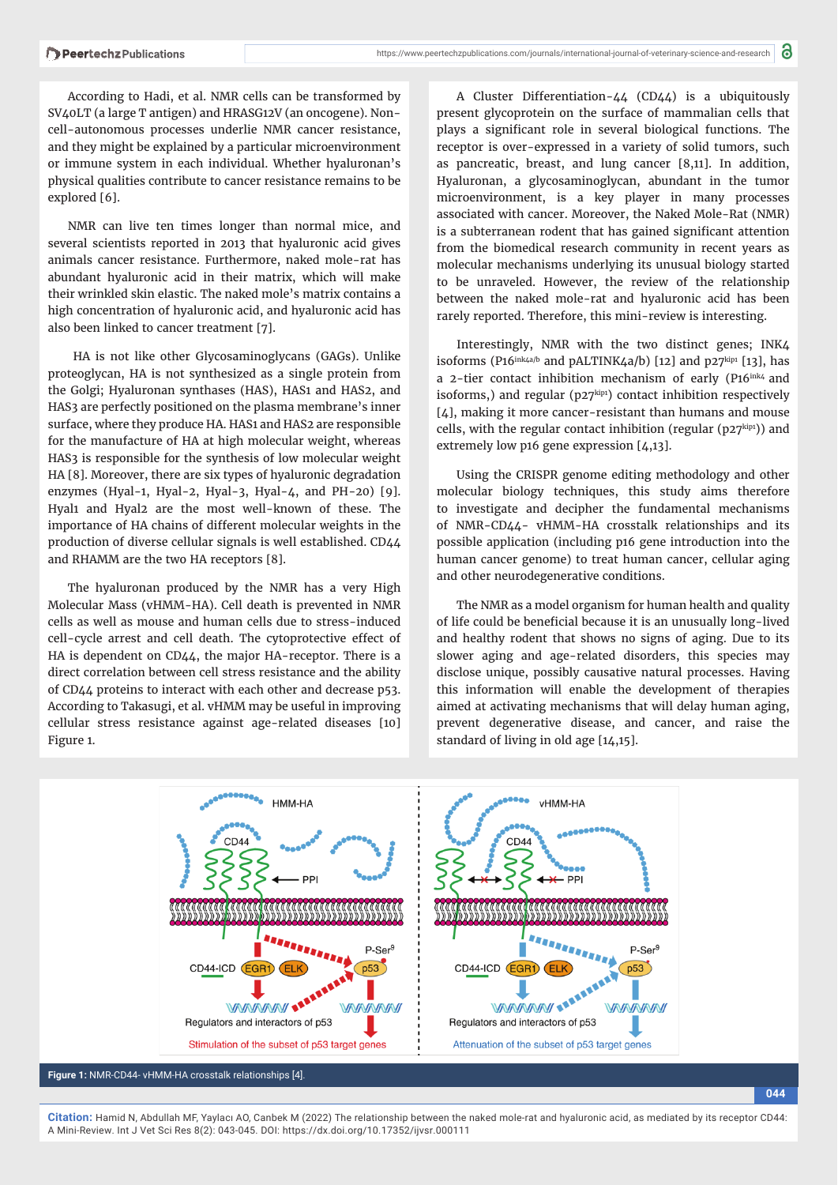According to Hadi, et al. NMR cells can be transformed by SV40LT (a large T antigen) and HRASG12V (an oncogene). Non-cell-autonomous processes underlie NMR cancer resistance, and they might be explained by a particular microenvironment or immune system in each individual. Whether hyaluronan's physical qualities contribute to cancer resistance remains to be explored [6].

NMR can live ten times longer than normal mice, and several scientists reported in 2013 that hyaluronic acid gives animals cancer resistance. Furthermore, naked mole-rat has abundant hyaluronic acid in their matrix, which will make their wrinkled skin elastic. The naked mole's matrix contains a high concentration of hyaluronic acid, and hyaluronic acid has also been linked to cancer treatment [7].

HA is not like other Glycosaminoglycans (GAGs). Unlike proteoglycan, HA is not synthesized as a single protein from the Golgi; Hyaluronan synthases (HAS), HAS1 and HAS2, and HAS3 are perfectly positioned on the plasma membrane's inner surface, where they produce HA. HAS1 and HAS2 are responsible for the manufacture of HA at high molecular weight, whereas HAS3 is responsible for the synthesis of low molecular weight HA [8]. Moreover, there are six types of hyaluronic degradation enzymes (Hyal-1, Hyal-2, Hyal-3, Hyal-4, and PH-20) [9]. Hyal1 and Hyal2 are the most well-known of these. The importance of HA chains of different molecular weights in the production of diverse cellular signals is well established. CD44 and RHAMM are the two HA receptors [8].

The hyaluronan produced by the NMR has a very High Molecular Mass (vHMM-HA). Cell death is prevented in NMR cells as well as mouse and human cells due to stress-induced cell-cycle arrest and cell death. The cytoprotective effect of HA is dependent on CD44, the major HA-receptor. There is a direct correlation between cell stress resistance and the ability of CD44 proteins to interact with each other and decrease p53. According to Takasugi, et al. vHMM may be useful in improving cellular stress resistance against age-related diseases [10] Figure 1.

A Cluster Differentiation-44 (CD44) is a ubiquitously present glycoprotein on the surface of mammalian cells that plays a significant role in several biological functions. The receptor is over-expressed in a variety of solid tumors, such as pancreatic, breast, and lung cancer [8,11]. In addition, Hyaluronan, a glycosaminoglycan, abundant in the tumor microenvironment, is a key player in many processes associated with cancer. Moreover, the Naked Mole-Rat (NMR) is a subterranean rodent that has gained significant attention from the biomedical research community in recent years as molecular mechanisms underlying its unusual biology started to be unraveled. However, the review of the relationship between the naked mole-rat and hyaluronic acid has been rarely reported. Therefore, this mini-review is interesting.

Interestingly, NMR with the two distinct genes; INK4 isoforms ($P16^{ink4a/b}$ and pALTINK4a/b) [12] and $p27^{kip1}$ [13], has a 2-tier contact inhibition mechanism of early ($P16^{ink4}$ and isoforms,) and regular ($p27^{kip1}$) contact inhibition respectively [4], making it more cancer-resistant than humans and mouse cells, with the regular contact inhibition (regular ($p27^{kip1}$)) and extremely low p16 gene expression [4,13].

Using the CRISPR genome editing methodology and other molecular biology techniques, this study aims therefore to investigate and decipher the fundamental mechanisms of NMR-CD44- vHMM-HA crosstalk relationships and its possible application (including p16 gene introduction into the human cancer genome) to treat human cancer, cellular aging and other neurodegenerative conditions.

The NMR as a model organism for human health and quality of life could be beneficial because it is an unusually long-lived and healthy rodent that shows no signs of aging. Due to its slower aging and age-related disorders, this species may disclose unique, possibly causative natural processes. Having this information will enable the development of therapies aimed at activating mechanisms that will delay human aging, prevent degenerative disease, and cancer, and raise the standard of living in old age [14,15].

**Figure 1:** NMR-CD44- vHMM-HA crosstalk relationships [4].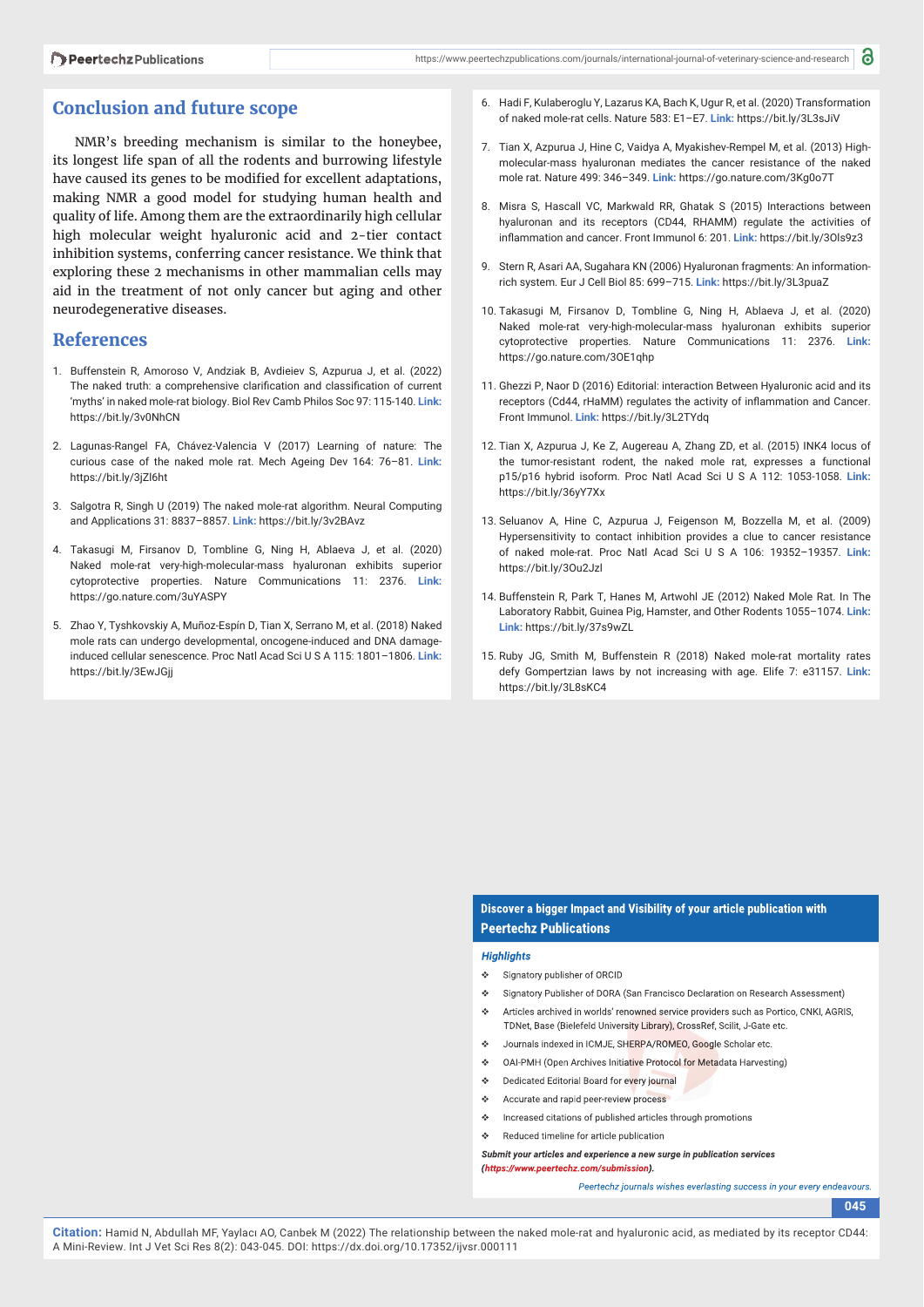## Conclusion and future scope

NMR's breeding mechanism is similar to the honeybee, its longest life span of all the rodents and burrowing lifestyle have caused its genes to be modified for excellent adaptations, making NMR a good model for studying human health and quality of life. Among them are the extraordinarily high cellular high molecular weight hyaluronic acid and 2-tier contact inhibition systems, conferring cancer resistance. We think that exploring these 2 mechanisms in other mammalian cells may aid in the treatment of not only cancer but aging and other neurodegenerative diseases.

## References

1. Buffenstein R, Amoroso V, Andziak B, Avdieiev S, Azpurua J, et al. (2022) The naked truth: a comprehensive clarification and classification of current 'myths' in naked mole-rat biology. Biol Rev Camb Philos Soc 97: 115-140. **Link:** https://bit.ly/3v0NhCN
2. Lagunas-Rangel FA, Chávez-Valencia V (2017) Learning of nature: The curious case of the naked mole rat. Mech Ageing Dev 164: 76–81. **Link:** https://bit.ly/3jZl6ht
3. Salgotra R, Singh U (2019) The naked mole-rat algorithm. Neural Computing and Applications 31: 8837–8857. **Link:** https://bit.ly/3v2BAvz
4. Takasugi M, Firsanov D, Tombline G, Ning H, Ablaeva J, et al. (2020) Naked mole-rat very-high-molecular-mass hyaluronan exhibits superior cytoprotective properties. Nature Communications 11: 2376. **Link:** https://go.nature.com/3uYASPY
5. Zhao Y, Tyshkovskiy A, Muñoz-Espín D, Tian X, Serrano M, et al. (2018) Naked mole rats can undergo developmental, oncogene-induced and DNA damage-induced cellular senescence. Proc Natl Acad Sci U S A 115: 1801–1806. **Link:** https://bit.ly/3EwJGjj
6. Hadi F, Kulaberoglu Y, Lazarus KA, Bach K, Ugur R, et al. (2020) Transformation of naked mole-rat cells. Nature 583: E1–E7. **Link:** https://bit.ly/3L3sJiV
7. Tian X, Azpurua J, Hine C, Vaidya A, Myakishev-Rempel M, et al. (2013) High-molecular-mass hyaluronan mediates the cancer resistance of the naked mole rat. Nature 499: 346–349. **Link:** https://go.nature.com/3Kg0o7T
8. Misra S, Hascall VC, Markwald RR, Ghatak S (2015) Interactions between hyaluronan and its receptors (CD44, RHAMM) regulate the activities of inflammation and cancer. Front Immunol 6: 201. **Link:** https://bit.ly/3Ols9z3
9. Stern R, Asari AA, Sugahara KN (2006) Hyaluronan fragments: An information-rich system. Eur J Cell Biol 85: 699–715. **Link:** https://bit.ly/3L3puaZ
10. Takasugi M, Firsanov D, Tombline G, Ning H, Ablaeva J, et al. (2020) Naked mole-rat very-high-molecular-mass hyaluronan exhibits superior cytoprotective properties. Nature Communications 11: 2376. **Link:** https://go.nature.com/3OE1qhp
11. Ghezzi P, Naor D (2016) Editorial: interaction Between Hyaluronic acid and its receptors (Cd44, rHaMM) regulates the activity of inflammation and Cancer. Front Immunol. **Link:** https://bit.ly/3L2TYdq
12. Tian X, Azpurua J, Ke Z, Augereau A, Zhang ZD, et al. (2015) INK4 locus of the tumor-resistant rodent, the naked mole rat, expresses a functional p15/p16 hybrid isoform. Proc Natl Acad Sci U S A 112: 1053-1058. **Link:** https://bit.ly/36yY7Xx
13. Seluanov A, Hine C, Azpurua J, Feigenson M, Bozzella M, et al. (2009) Hypersensitivity to contact inhibition provides a clue to cancer resistance of naked mole-rat. Proc Natl Acad Sci U S A 106: 19352–19357. **Link:** https://bit.ly/3Ou2Jzl
14. Buffenstein R, Park T, Hanes M, Artwohl JE (2012) Naked Mole Rat. In The Laboratory Rabbit, Guinea Pig, Hamster, and Other Rodents 1055–1074. **Link:** **Link:** https://bit.ly/37s9wZL
15. Ruby JG, Smith M, Buffenstein R (2018) Naked mole-rat mortality rates defy Gompertzian laws by not increasing with age. Elife 7: e31157. **Link:** https://bit.ly/3L8sKC4

**Discover a bigger Impact and Visibility of your article publication with Peertechz Publications**

***Highlights***

- Signatory publisher of ORCID
- Signatory Publisher of DORA (San Francisco Declaration on Research Assessment)
- Articles archived in worlds' renowned service providers such as Portico, CNKI, AGRIS, TDNet, Base (Bielefeld University Library), CrossRef, Scilit, J-Gate etc.
- Journals indexed in ICMJE, SHERPA/ROMEO, Google Scholar etc.
- OAI-PMH (Open Archives Initiative Protocol for Metadata Harvesting)
- Dedicated Editorial Board for every journal
- Accurate and rapid peer-review process
- Increased citations of published articles through promotions
- Reduced timeline for article publication

***Submit your articles and experience a new surge in publication services (https://www.peertechz.com/submission).***

*Peertechz journals wishes everlasting success in your every endeavours.*

**Citation:** Hamid N, Abdullah MF, Yaylacı AO, Canbek M (2022) The relationship between the naked mole-rat and hyaluronic acid, as mediated by its receptor CD44: A Mini-Review. Int J Vet Sci Res 8(2): 043-045. DOI: https://dx.doi.org/10.17352/ijvsr.000111